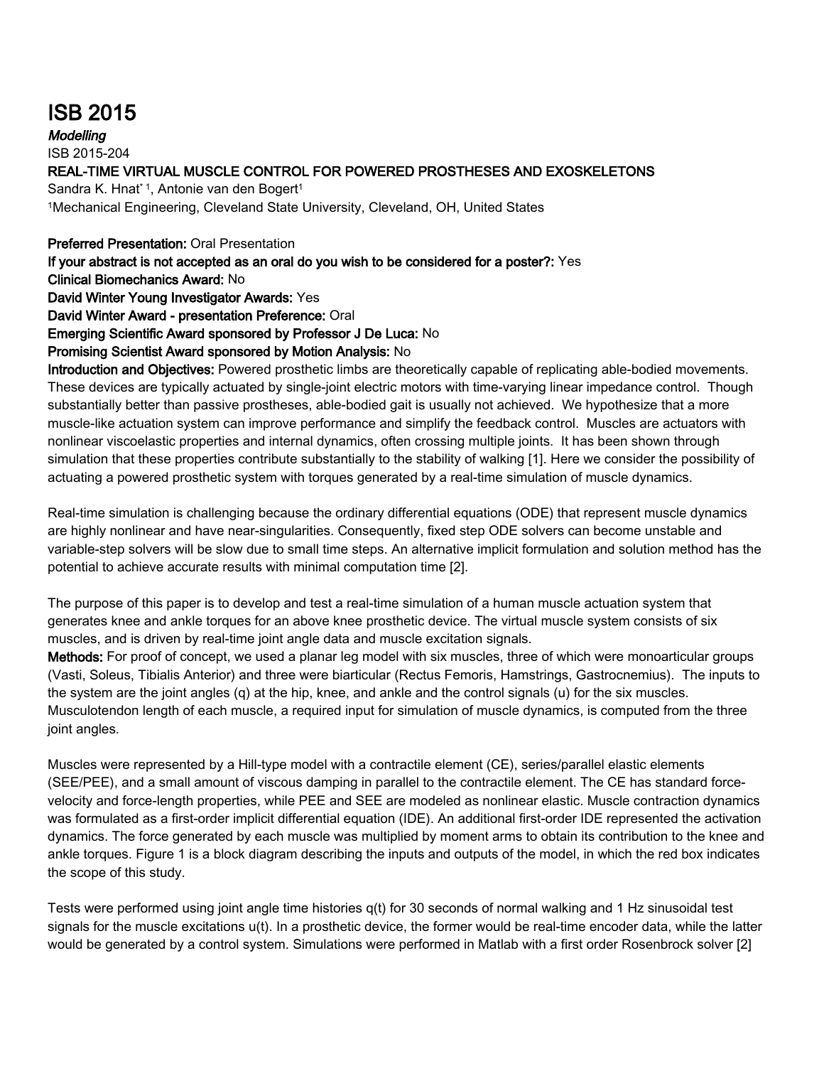# ISB 2015

*Modelling*

ISB 2015-204

**REAL-TIME VIRTUAL MUSCLE CONTROL FOR POWERED PROSTHESES AND EXOSKELETONS**

Sandra K. Hnat* [1], Antonie van den Bogert[1]

[1]Mechanical Engineering, Cleveland State University, Cleveland, OH, United States

**Preferred Presentation:** Oral Presentation

**If your abstract is not accepted as an oral do you wish to be considered for a poster?:** Yes

**Clinical Biomechanics Award:** No

**David Winter Young Investigator Awards:** Yes

**David Winter Award - presentation Preference:** Oral

**Emerging Scientific Award sponsored by Professor J De Luca:** No

**Promising Scientist Award sponsored by Motion Analysis:** No

**Introduction and Objectives:** Powered prosthetic limbs are theoretically capable of replicating able-bodied movements. These devices are typically actuated by single-joint electric motors with time-varying linear impedance control. Though substantially better than passive prostheses, able-bodied gait is usually not achieved. We hypothesize that a more muscle-like actuation system can improve performance and simplify the feedback control. Muscles are actuators with nonlinear viscoelastic properties and internal dynamics, often crossing multiple joints. It has been shown through simulation that these properties contribute substantially to the stability of walking [1]. Here we consider the possibility of actuating a powered prosthetic system with torques generated by a real-time simulation of muscle dynamics.

Real-time simulation is challenging because the ordinary differential equations (ODE) that represent muscle dynamics are highly nonlinear and have near-singularities. Consequently, fixed step ODE solvers can become unstable and variable-step solvers will be slow due to small time steps. An alternative implicit formulation and solution method has the potential to achieve accurate results with minimal computation time [2].

The purpose of this paper is to develop and test a real-time simulation of a human muscle actuation system that generates knee and ankle torques for an above knee prosthetic device. The virtual muscle system consists of six muscles, and is driven by real-time joint angle data and muscle excitation signals.

**Methods:** For proof of concept, we used a planar leg model with six muscles, three of which were monoarticular groups (Vasti, Soleus, Tibialis Anterior) and three were biarticular (Rectus Femoris, Hamstrings, Gastrocnemius). The inputs to the system are the joint angles (q) at the hip, knee, and ankle and the control signals (u) for the six muscles. Musculotendon length of each muscle, a required input for simulation of muscle dynamics, is computed from the three joint angles.

Muscles were represented by a Hill-type model with a contractile element (CE), series/parallel elastic elements (SEE/PEE), and a small amount of viscous damping in parallel to the contractile element. The CE has standard force-velocity and force-length properties, while PEE and SEE are modeled as nonlinear elastic. Muscle contraction dynamics was formulated as a first-order implicit differential equation (IDE). An additional first-order IDE represented the activation dynamics. The force generated by each muscle was multiplied by moment arms to obtain its contribution to the knee and ankle torques. Figure 1 is a block diagram describing the inputs and outputs of the model, in which the red box indicates the scope of this study.

Tests were performed using joint angle time histories q(t) for 30 seconds of normal walking and 1 Hz sinusoidal test signals for the muscle excitations u(t). In a prosthetic device, the former would be real-time encoder data, while the latter would be generated by a control system. Simulations were performed in Matlab with a first order Rosenbrock solver [2]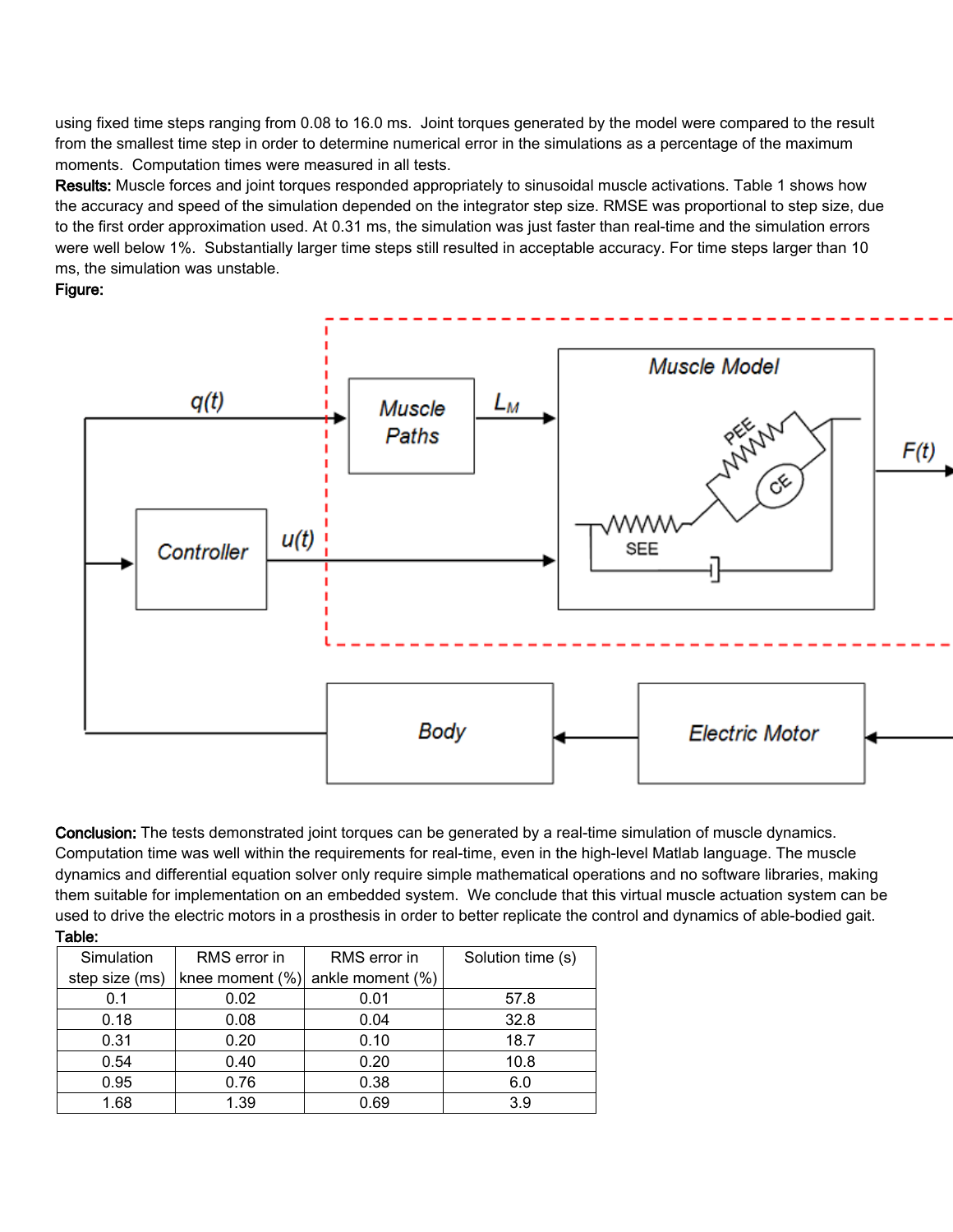using fixed time steps ranging from 0.08 to 16.0 ms. Joint torques generated by the model were compared to the result from the smallest time step in order to determine numerical error in the simulations as a percentage of the maximum moments. Computation times were measured in all tests.

**Results:** Muscle forces and joint torques responded appropriately to sinusoidal muscle activations. Table 1 shows how the accuracy and speed of the simulation depended on the integrator step size. RMSE was proportional to step size, due to the first order approximation used. At 0.31 ms, the simulation was just faster than real-time and the simulation errors were well below 1%. Substantially larger time steps still resulted in acceptable accuracy. For time steps larger than 10 ms, the simulation was unstable.

**Figure:**

**Conclusion:** The tests demonstrated joint torques can be generated by a real-time simulation of muscle dynamics. Computation time was well within the requirements for real-time, even in the high-level Matlab language. The muscle dynamics and differential equation solver only require simple mathematical operations and no software libraries, making them suitable for implementation on an embedded system. We conclude that this virtual muscle actuation system can be used to drive the electric motors in a prosthesis in order to better replicate the control and dynamics of able-bodied gait.

**Table:**

| Simulation step size (ms) | RMS error in knee moment (%) | RMS error in ankle moment (%) | Solution time (s) |
|---|---|---|---|
| 0.1 | 0.02 | 0.01 | 57.8 |
| 0.18 | 0.08 | 0.04 | 32.8 |
| 0.31 | 0.20 | 0.10 | 18.7 |
| 0.54 | 0.40 | 0.20 | 10.8 |
| 0.95 | 0.76 | 0.38 | 6.0 |
| 1.68 | 1.39 | 0.69 | 3.9 |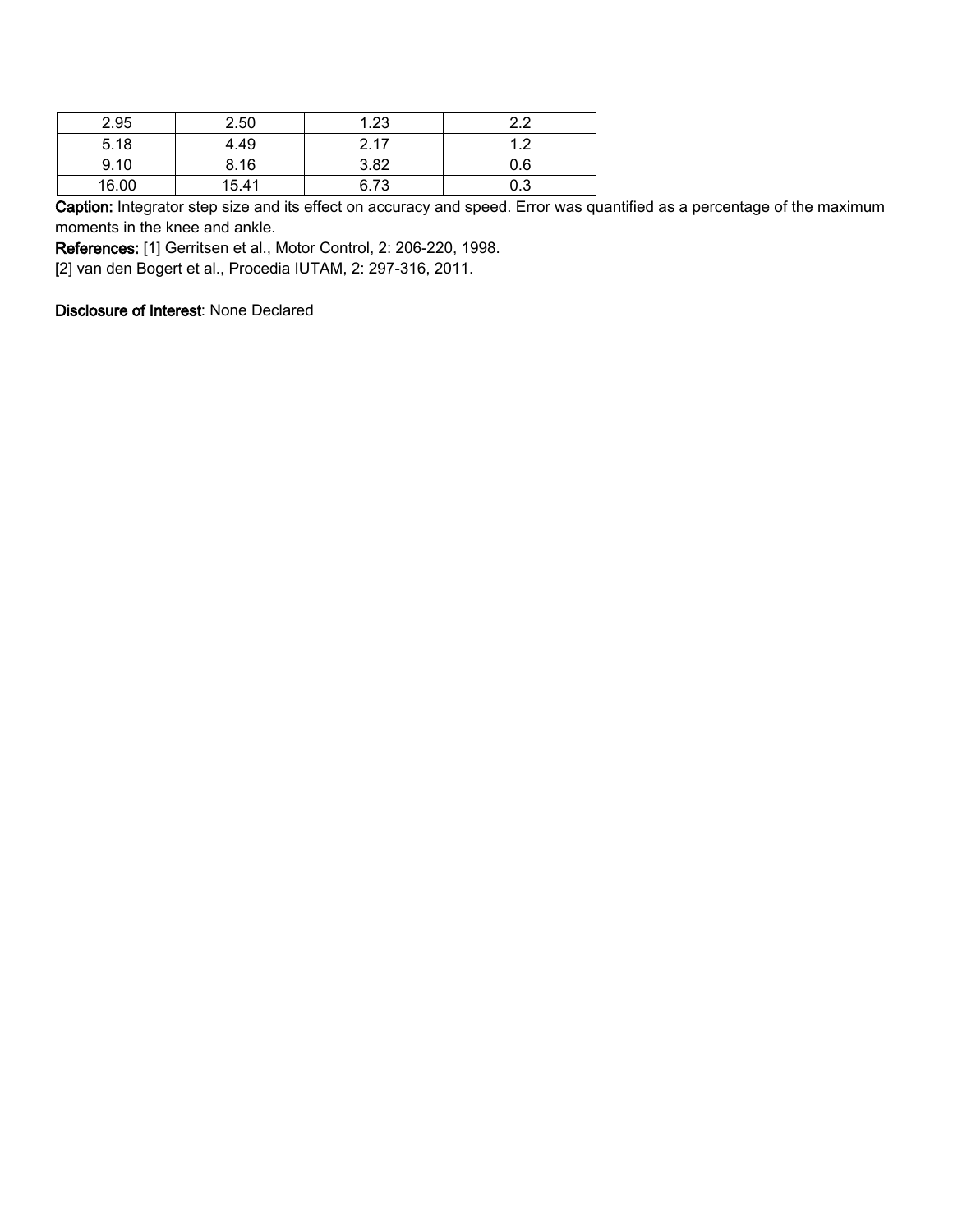| | | | |
|---|---|---|---|
| 2.95 | 2.50 | 1.23 | 2.2 |
| 5.18 | 4.49 | 2.17 | 1.2 |
| 9.10 | 8.16 | 3.82 | 0.6 |
| 16.00 | 15.41 | 6.73 | 0.3 |

**Caption:** Integrator step size and its effect on accuracy and speed. Error was quantified as a percentage of the maximum moments in the knee and ankle.

**References:** [1] Gerritsen et al., Motor Control, 2: 206-220, 1998.
[2] van den Bogert et al., Procedia IUTAM, 2: 297-316, 2011.

**Disclosure of Interest**: None Declared